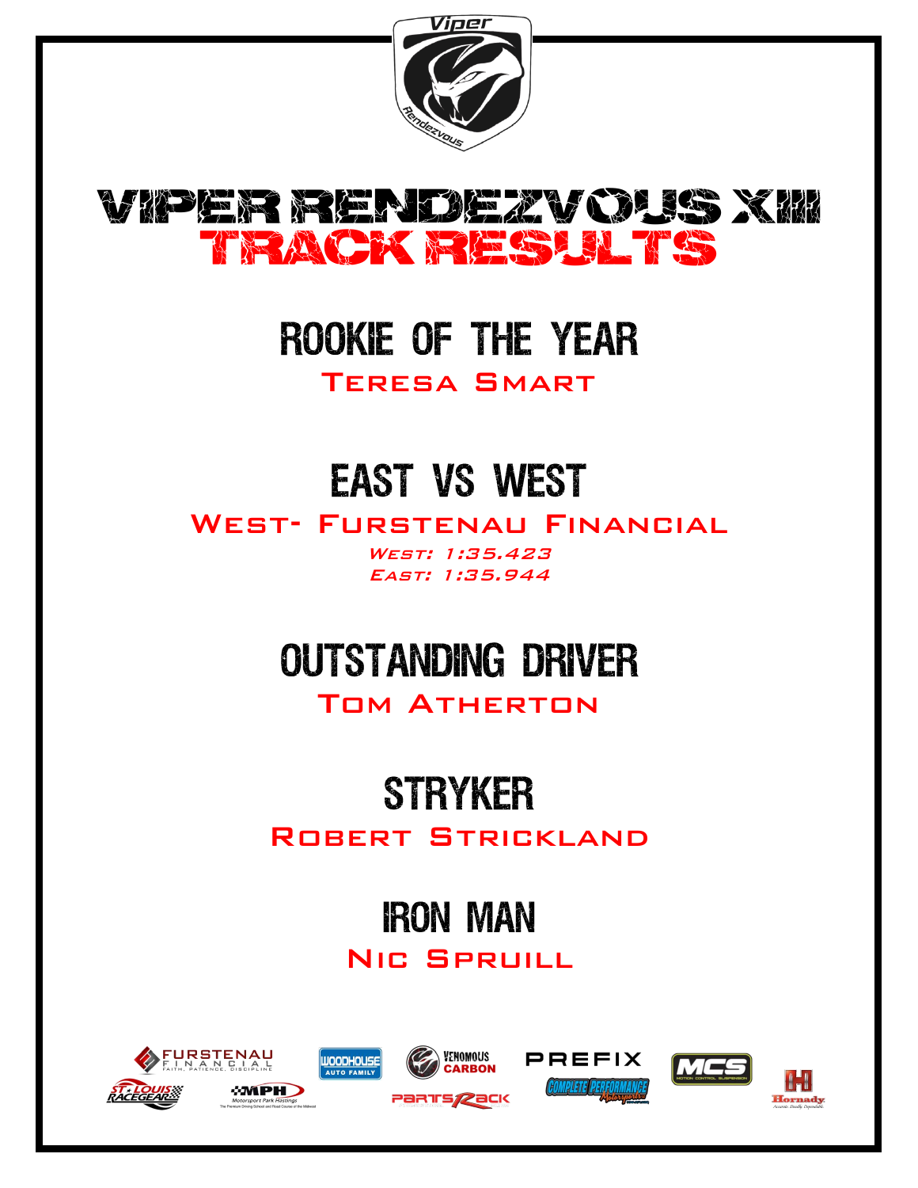# VIPER RENDEZVOUS XIII
# TRACK RESULTS

## ROOKIE OF THE YEAR

Teresa Smart

## EAST VS WEST

West- Furstenau Financial

*West: 1:35.423*
*East: 1:35.944*

## OUTSTANDING DRIVER

Tom Atherton

## STRYKER

Robert Strickland

## IRON MAN

Nic Spruill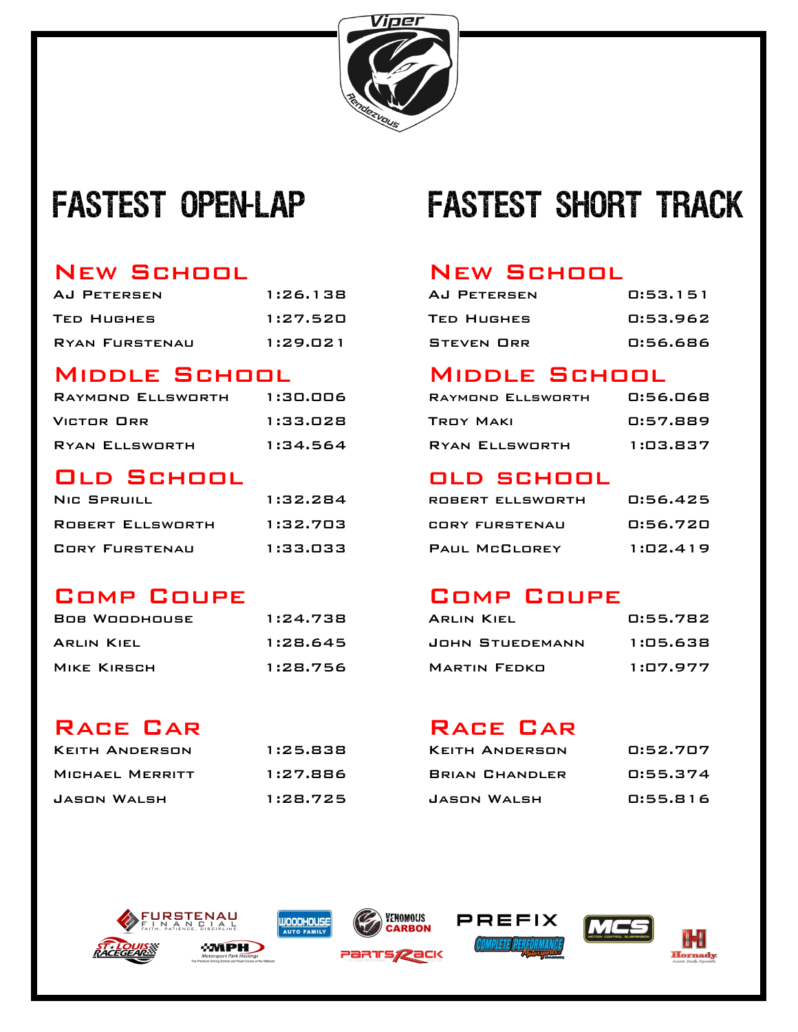# FASTEST OPEN-LAP

## New School

| | |
|---|---|
| AJ Petersen | 1:26.138 |
| Ted Hughes | 1:27.520 |
| Ryan Furstenau | 1:29.021 |

## Middle School

| | |
|---|---|
| Raymond Ellsworth | 1:30.006 |
| Victor Orr | 1:33.028 |
| Ryan Ellsworth | 1:34.564 |

## Old School

| | |
|---|---|
| Nic Spruill | 1:32.284 |
| Robert Ellsworth | 1:32.703 |
| Cory Furstenau | 1:33.033 |

## Comp Coupe

| | |
|---|---|
| Bob Woodhouse | 1:24.738 |
| Arlin Kiel | 1:28.645 |
| Mike Kirsch | 1:28.756 |

## Race Car

| | |
|---|---|
| Keith Anderson | 1:25.838 |
| Michael Merritt | 1:27.886 |
| Jason Walsh | 1:28.725 |

# FASTEST SHORT TRACK

## New School

| | |
|---|---|
| AJ Petersen | 0:53.151 |
| Ted Hughes | 0:53.962 |
| Steven Orr | 0:56.686 |

## Middle School

| | |
|---|---|
| Raymond Ellsworth | 0:56.068 |
| Troy Maki | 0:57.889 |
| Ryan Ellsworth | 1:03.837 |

## Old School

| | |
|---|---|
| Robert Ellsworth | 0:56.425 |
| Cory Furstenau | 0:56.720 |
| Paul McClorey | 1:02.419 |

## Comp Coupe

| | |
|---|---|
| Arlin Kiel | 0:55.782 |
| John Stuedemann | 1:05.638 |
| Martin Fedko | 1:07.977 |

## Race Car

| | |
|---|---|
| Keith Anderson | 0:52.707 |
| Brian Chandler | 0:55.374 |
| Jason Walsh | 0:55.816 |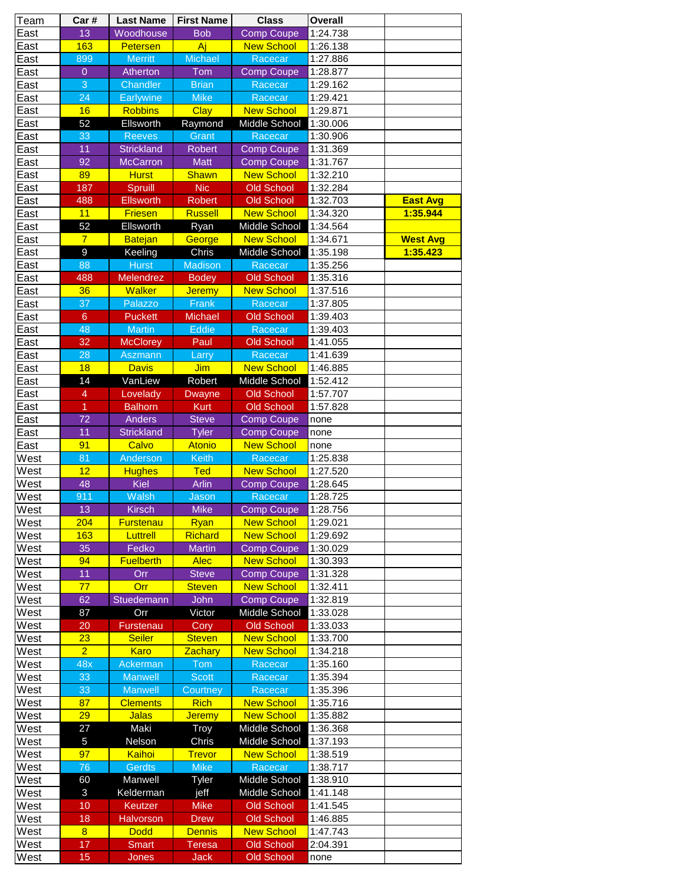| Team | Car # | Last Name | First Name | Class | Overall | |
|---|---|---|---|---|---|---|
| East | 13 | Woodhouse | Bob | Comp Coupe | 1:24.738 | |
| East | 163 | Petersen | Aj | New School | 1:26.138 | |
| East | 899 | Merritt | Michael | Racecar | 1:27.886 | |
| East | 0 | Atherton | Tom | Comp Coupe | 1:28.877 | |
| East | 3 | Chandler | Brian | Racecar | 1:29.162 | |
| East | 24 | Earlywine | Mike | Racecar | 1:29.421 | |
| East | 16 | Robbins | Clay | New School | 1:29.871 | |
| East | 52 | Ellsworth | Raymond | Middle School | 1:30.006 | |
| East | 33 | Reeves | Grant | Racecar | 1:30.906 | |
| East | 11 | Strickland | Robert | Comp Coupe | 1:31.369 | |
| East | 92 | McCarron | Matt | Comp Coupe | 1:31.767 | |
| East | 89 | Hurst | Shawn | New School | 1:32.210 | |
| East | 187 | Spruill | Nic | Old School | 1:32.284 | |
| East | 488 | Ellsworth | Robert | Old School | 1:32.703 | **East Avg** |
| East | 11 | Friesen | Russell | New School | 1:34.320 | **1:35.944** |
| East | 52 | Ellsworth | Ryan | Middle School | 1:34.564 | |
| East | 7 | Batejan | George | New School | 1:34.671 | **West Avg** |
| East | 9 | Keeling | Chris | Middle School | 1:35.198 | **1:35.423** |
| East | 88 | Hurst | Madison | Racecar | 1:35.256 | |
| East | 488 | Melendrez | Bodey | Old School | 1:35.316 | |
| East | 36 | Walker | Jeremy | New School | 1:37.516 | |
| East | 37 | Palazzo | Frank | Racecar | 1:37.805 | |
| East | 6 | Puckett | Michael | Old School | 1:39.403 | |
| East | 48 | Martin | Eddie | Racecar | 1:39.403 | |
| East | 32 | McClorey | Paul | Old School | 1:41.055 | |
| East | 28 | Aszmann | Larry | Racecar | 1:41.639 | |
| East | 18 | Davis | Jim | New School | 1:46.885 | |
| East | 14 | VanLiew | Robert | Middle School | 1:52.412 | |
| East | 4 | Lovelady | Dwayne | Old School | 1:57.707 | |
| East | 1 | Balhorn | Kurt | Old School | 1:57.828 | |
| East | 72 | Anders | Steve | Comp Coupe | none | |
| East | 11 | Strickland | Tyler | Comp Coupe | none | |
| East | 91 | Calvo | Atonio | New School | none | |
| West | 81 | Anderson | Keith | Racecar | 1:25.838 | |
| West | 12 | Hughes | Ted | New School | 1:27.520 | |
| West | 48 | Kiel | Arlin | Comp Coupe | 1:28.645 | |
| West | 911 | Walsh | Jason | Racecar | 1:28.725 | |
| West | 13 | Kirsch | Mike | Comp Coupe | 1:28.756 | |
| West | 204 | Furstenau | Ryan | New School | 1:29.021 | |
| West | 163 | Luttrell | Richard | New School | 1:29.692 | |
| West | 35 | Fedko | Martin | Comp Coupe | 1:30.029 | |
| West | 94 | Fuelberth | Alec | New School | 1:30.393 | |
| West | 11 | Orr | Steve | Comp Coupe | 1:31.328 | |
| West | 77 | Orr | Steven | New School | 1:32.411 | |
| West | 62 | Stuedemann | John | Comp Coupe | 1:32.819 | |
| West | 87 | Orr | Victor | Middle School | 1:33.028 | |
| West | 20 | Furstenau | Cory | Old School | 1:33.033 | |
| West | 23 | Seiler | Steven | New School | 1:33.700 | |
| West | 2 | Karo | Zachary | New School | 1:34.218 | |
| West | 48x | Ackerman | Tom | Racecar | 1:35.160 | |
| West | 33 | Manwell | Scott | Racecar | 1:35.394 | |
| West | 33 | Manwell | Courtney | Racecar | 1:35.396 | |
| West | 87 | Clements | Rich | New School | 1:35.716 | |
| West | 29 | Jalas | Jeremy | New School | 1:35.882 | |
| West | 27 | Maki | Troy | Middle School | 1:36.368 | |
| West | 5 | Nelson | Chris | Middle School | 1:37.193 | |
| West | 97 | Kaihoi | Trevor | New School | 1:38.519 | |
| West | 76 | Gerdts | Mike | Racecar | 1:38.717 | |
| West | 60 | Manwell | Tyler | Middle School | 1:38.910 | |
| West | 3 | Kelderman | jeff | Middle School | 1:41.148 | |
| West | 10 | Keutzer | Mike | Old School | 1:41.545 | |
| West | 18 | Halvorson | Drew | Old School | 1:46.885 | |
| West | 8 | Dodd | Dennis | New School | 1:47.743 | |
| West | 17 | Smart | Teresa | Old School | 2:04.391 | |
| West | 15 | Jones | Jack | Old School | none | |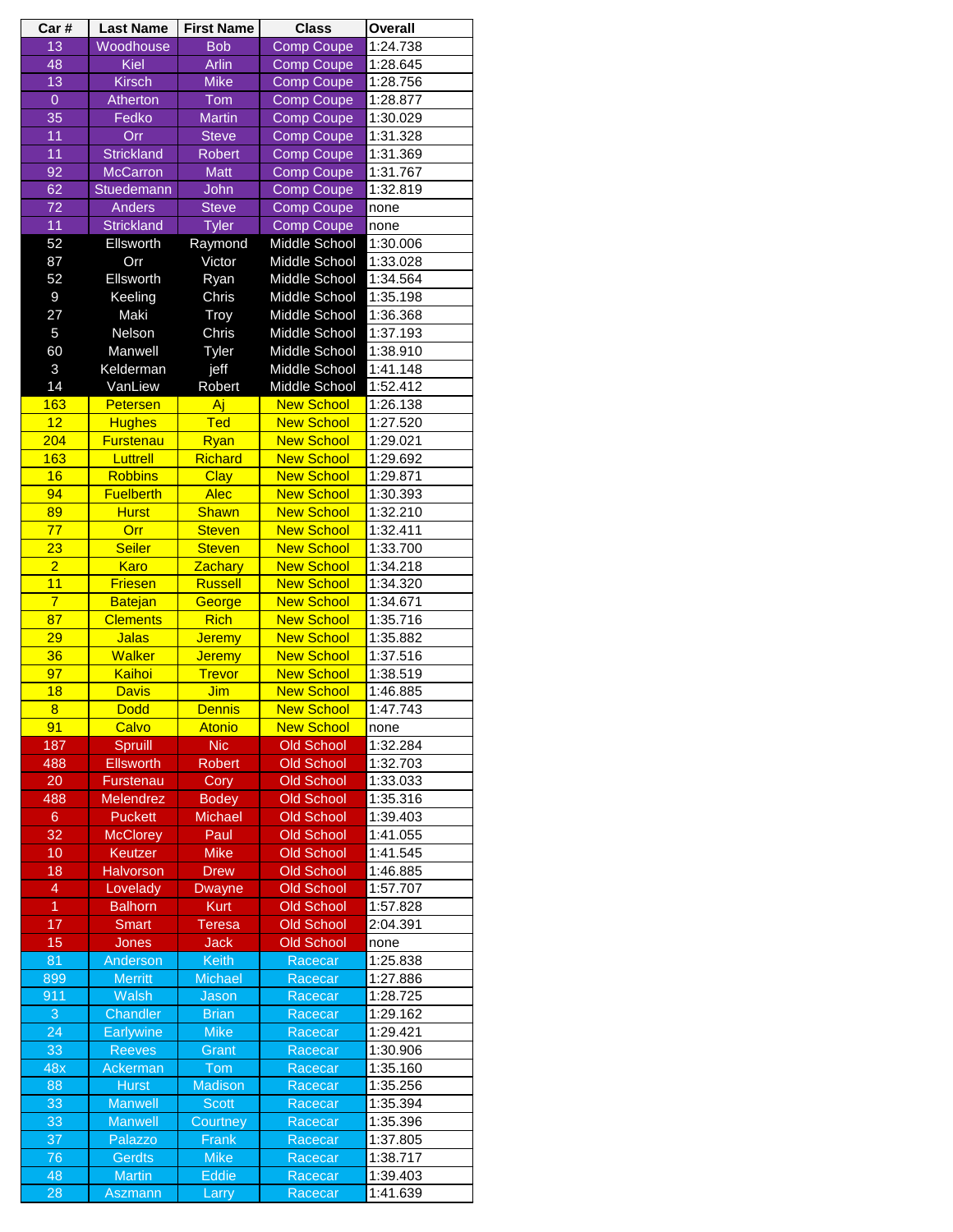| Car # | Last Name | First Name | Class | Overall |
|---|---|---|---|---|
| 13 | Woodhouse | Bob | Comp Coupe | 1:24.738 |
| 48 | Kiel | Arlin | Comp Coupe | 1:28.645 |
| 13 | Kirsch | Mike | Comp Coupe | 1:28.756 |
| 0 | Atherton | Tom | Comp Coupe | 1:28.877 |
| 35 | Fedko | Martin | Comp Coupe | 1:30.029 |
| 11 | Orr | Steve | Comp Coupe | 1:31.328 |
| 11 | Strickland | Robert | Comp Coupe | 1:31.369 |
| 92 | McCarron | Matt | Comp Coupe | 1:31.767 |
| 62 | Stuedemann | John | Comp Coupe | 1:32.819 |
| 72 | Anders | Steve | Comp Coupe | none |
| 11 | Strickland | Tyler | Comp Coupe | none |
| 52 | Ellsworth | Raymond | Middle School | 1:30.006 |
| 87 | Orr | Victor | Middle School | 1:33.028 |
| 52 | Ellsworth | Ryan | Middle School | 1:34.564 |
| 9 | Keeling | Chris | Middle School | 1:35.198 |
| 27 | Maki | Troy | Middle School | 1:36.368 |
| 5 | Nelson | Chris | Middle School | 1:37.193 |
| 60 | Manwell | Tyler | Middle School | 1:38.910 |
| 3 | Kelderman | jeff | Middle School | 1:41.148 |
| 14 | VanLiew | Robert | Middle School | 1:52.412 |
| 163 | Petersen | Aj | New School | 1:26.138 |
| 12 | Hughes | Ted | New School | 1:27.520 |
| 204 | Furstenau | Ryan | New School | 1:29.021 |
| 163 | Luttrell | Richard | New School | 1:29.692 |
| 16 | Robbins | Clay | New School | 1:29.871 |
| 94 | Fuelberth | Alec | New School | 1:30.393 |
| 89 | Hurst | Shawn | New School | 1:32.210 |
| 77 | Orr | Steven | New School | 1:32.411 |
| 23 | Seiler | Steven | New School | 1:33.700 |
| 2 | Karo | Zachary | New School | 1:34.218 |
| 11 | Friesen | Russell | New School | 1:34.320 |
| 7 | Batejan | George | New School | 1:34.671 |
| 87 | Clements | Rich | New School | 1:35.716 |
| 29 | Jalas | Jeremy | New School | 1:35.882 |
| 36 | Walker | Jeremy | New School | 1:37.516 |
| 97 | Kaihoi | Trevor | New School | 1:38.519 |
| 18 | Davis | Jim | New School | 1:46.885 |
| 8 | Dodd | Dennis | New School | 1:47.743 |
| 91 | Calvo | Atonio | New School | none |
| 187 | Spruill | Nic | Old School | 1:32.284 |
| 488 | Ellsworth | Robert | Old School | 1:32.703 |
| 20 | Furstenau | Cory | Old School | 1:33.033 |
| 488 | Melendrez | Bodey | Old School | 1:35.316 |
| 6 | Puckett | Michael | Old School | 1:39.403 |
| 32 | McClorey | Paul | Old School | 1:41.055 |
| 10 | Keutzer | Mike | Old School | 1:41.545 |
| 18 | Halvorson | Drew | Old School | 1:46.885 |
| 4 | Lovelady | Dwayne | Old School | 1:57.707 |
| 1 | Balhorn | Kurt | Old School | 1:57.828 |
| 17 | Smart | Teresa | Old School | 2:04.391 |
| 15 | Jones | Jack | Old School | none |
| 81 | Anderson | Keith | Racecar | 1:25.838 |
| 899 | Merritt | Michael | Racecar | 1:27.886 |
| 911 | Walsh | Jason | Racecar | 1:28.725 |
| 3 | Chandler | Brian | Racecar | 1:29.162 |
| 24 | Earlywine | Mike | Racecar | 1:29.421 |
| 33 | Reeves | Grant | Racecar | 1:30.906 |
| 48x | Ackerman | Tom | Racecar | 1:35.160 |
| 88 | Hurst | Madison | Racecar | 1:35.256 |
| 33 | Manwell | Scott | Racecar | 1:35.394 |
| 33 | Manwell | Courtney | Racecar | 1:35.396 |
| 37 | Palazzo | Frank | Racecar | 1:37.805 |
| 76 | Gerdts | Mike | Racecar | 1:38.717 |
| 48 | Martin | Eddie | Racecar | 1:39.403 |
| 28 | Aszmann | Larry | Racecar | 1:41.639 |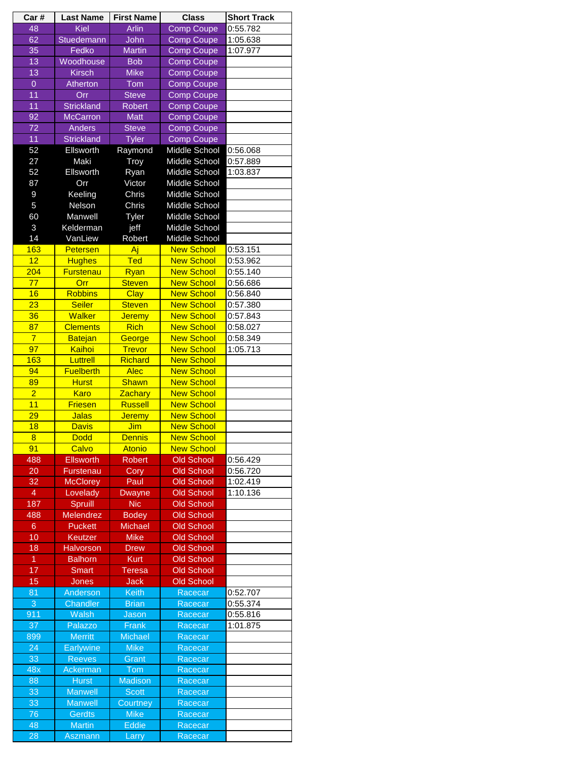| Car # | Last Name | First Name | Class | Short Track |
|---|---|---|---|---|
| 48 | Kiel | Arlin | Comp Coupe | 0:55.782 |
| 62 | Stuedemann | John | Comp Coupe | 1:05.638 |
| 35 | Fedko | Martin | Comp Coupe | 1:07.977 |
| 13 | Woodhouse | Bob | Comp Coupe | |
| 13 | Kirsch | Mike | Comp Coupe | |
| 0 | Atherton | Tom | Comp Coupe | |
| 11 | Orr | Steve | Comp Coupe | |
| 11 | Strickland | Robert | Comp Coupe | |
| 92 | McCarron | Matt | Comp Coupe | |
| 72 | Anders | Steve | Comp Coupe | |
| 11 | Strickland | Tyler | Comp Coupe | |
| 52 | Ellsworth | Raymond | Middle School | 0:56.068 |
| 27 | Maki | Troy | Middle School | 0:57.889 |
| 52 | Ellsworth | Ryan | Middle School | 1:03.837 |
| 87 | Orr | Victor | Middle School | |
| 9 | Keeling | Chris | Middle School | |
| 5 | Nelson | Chris | Middle School | |
| 60 | Manwell | Tyler | Middle School | |
| 3 | Kelderman | jeff | Middle School | |
| 14 | VanLiew | Robert | Middle School | |
| 163 | Petersen | Aj | New School | 0:53.151 |
| 12 | Hughes | Ted | New School | 0:53.962 |
| 204 | Furstenau | Ryan | New School | 0:55.140 |
| 77 | Orr | Steven | New School | 0:56.686 |
| 16 | Robbins | Clay | New School | 0:56.840 |
| 23 | Seiler | Steven | New School | 0:57.380 |
| 36 | Walker | Jeremy | New School | 0:57.843 |
| 87 | Clements | Rich | New School | 0:58.027 |
| 7 | Batejan | George | New School | 0:58.349 |
| 97 | Kaihoi | Trevor | New School | 1:05.713 |
| 163 | Luttrell | Richard | New School | |
| 94 | Fuelberth | Alec | New School | |
| 89 | Hurst | Shawn | New School | |
| 2 | Karo | Zachary | New School | |
| 11 | Friesen | Russell | New School | |
| 29 | Jalas | Jeremy | New School | |
| 18 | Davis | Jim | New School | |
| 8 | Dodd | Dennis | New School | |
| 91 | Calvo | Atonio | New School | |
| 488 | Ellsworth | Robert | Old School | 0:56.429 |
| 20 | Furstenau | Cory | Old School | 0:56.720 |
| 32 | McClorey | Paul | Old School | 1:02.419 |
| 4 | Lovelady | Dwayne | Old School | 1:10.136 |
| 187 | Spruill | Nic | Old School | |
| 488 | Melendrez | Bodey | Old School | |
| 6 | Puckett | Michael | Old School | |
| 10 | Keutzer | Mike | Old School | |
| 18 | Halvorson | Drew | Old School | |
| 1 | Balhorn | Kurt | Old School | |
| 17 | Smart | Teresa | Old School | |
| 15 | Jones | Jack | Old School | |
| 81 | Anderson | Keith | Racecar | 0:52.707 |
| 3 | Chandler | Brian | Racecar | 0:55.374 |
| 911 | Walsh | Jason | Racecar | 0:55.816 |
| 37 | Palazzo | Frank | Racecar | 1:01.875 |
| 899 | Merritt | Michael | Racecar | |
| 24 | Earlywine | Mike | Racecar | |
| 33 | Reeves | Grant | Racecar | |
| 48x | Ackerman | Tom | Racecar | |
| 88 | Hurst | Madison | Racecar | |
| 33 | Manwell | Scott | Racecar | |
| 33 | Manwell | Courtney | Racecar | |
| 76 | Gerdts | Mike | Racecar | |
| 48 | Martin | Eddie | Racecar | |
| 28 | Aszmann | Larry | Racecar | |